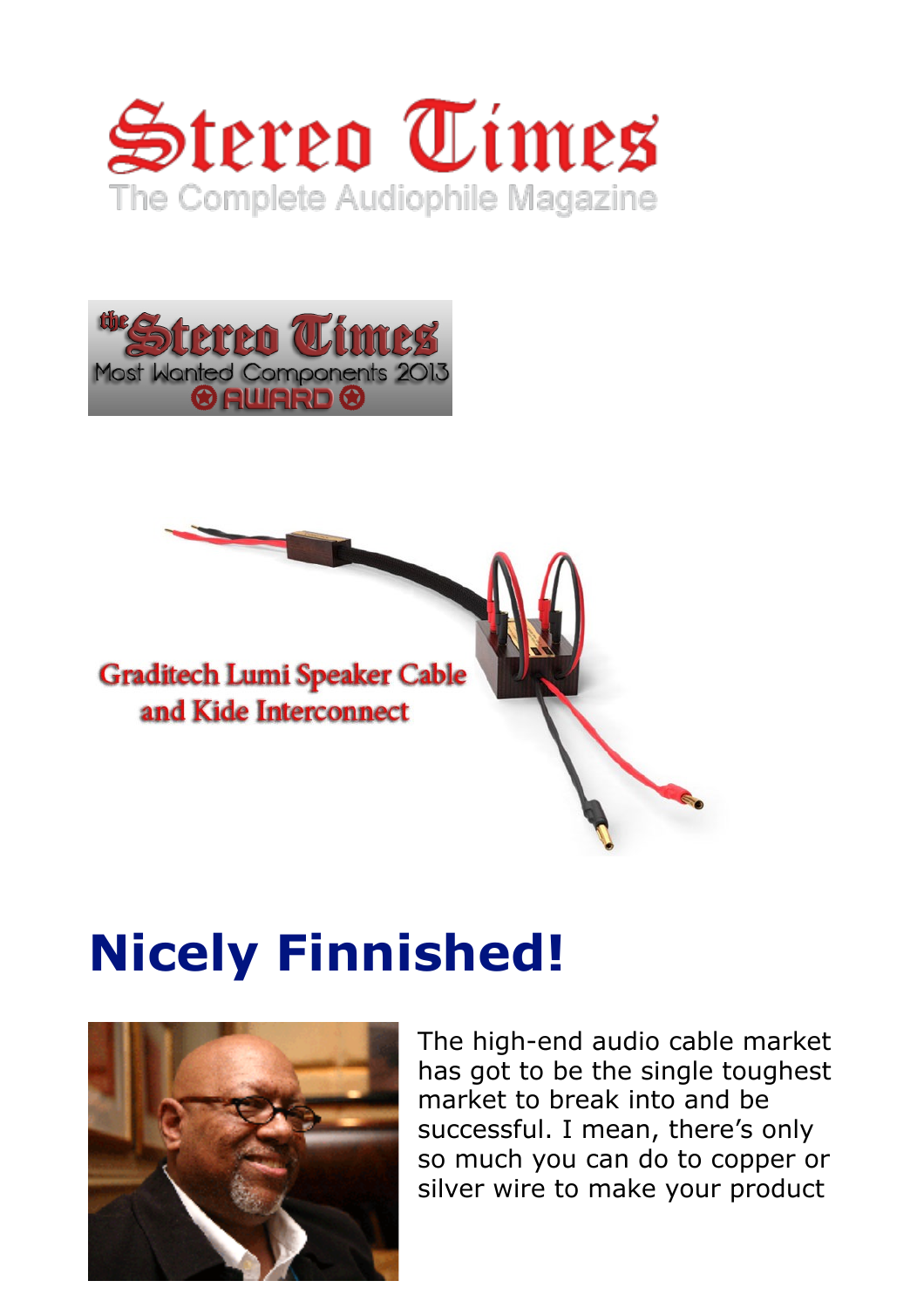# Stereo Times

The Complete Audiophile Magazine

the Stereo Times Most Wanted Components 2013 AWARD

Graditech Lumi Speaker Cable and Kide Interconnect

## Nicely Finnished!

The high-end audio cable market has got to be the single toughest market to break into and be successful. I mean, there's only so much you can do to copper or silver wire to make your product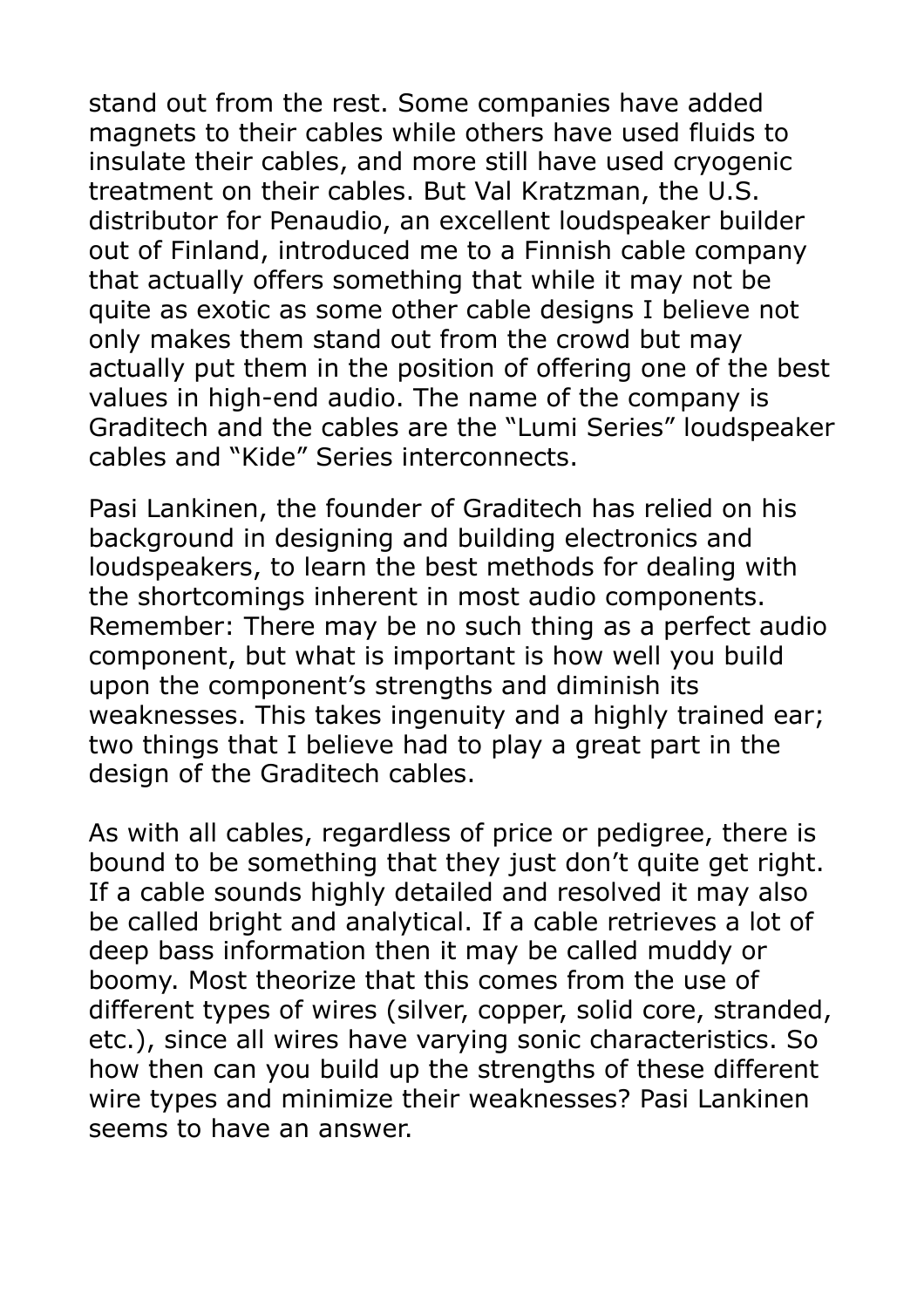stand out from the rest. Some companies have added magnets to their cables while others have used fluids to insulate their cables, and more still have used cryogenic treatment on their cables. But Val Kratzman, the U.S. distributor for Penaudio, an excellent loudspeaker builder out of Finland, introduced me to a Finnish cable company that actually offers something that while it may not be quite as exotic as some other cable designs I believe not only makes them stand out from the crowd but may actually put them in the position of offering one of the best values in high-end audio. The name of the company is Graditech and the cables are the "Lumi Series" loudspeaker cables and "Kide" Series interconnects.

Pasi Lankinen, the founder of Graditech has relied on his background in designing and building electronics and loudspeakers, to learn the best methods for dealing with the shortcomings inherent in most audio components. Remember: There may be no such thing as a perfect audio component, but what is important is how well you build upon the component's strengths and diminish its weaknesses. This takes ingenuity and a highly trained ear; two things that I believe had to play a great part in the design of the Graditech cables.

As with all cables, regardless of price or pedigree, there is bound to be something that they just don't quite get right. If a cable sounds highly detailed and resolved it may also be called bright and analytical. If a cable retrieves a lot of deep bass information then it may be called muddy or boomy. Most theorize that this comes from the use of different types of wires (silver, copper, solid core, stranded, etc.), since all wires have varying sonic characteristics. So how then can you build up the strengths of these different wire types and minimize their weaknesses? Pasi Lankinen seems to have an answer.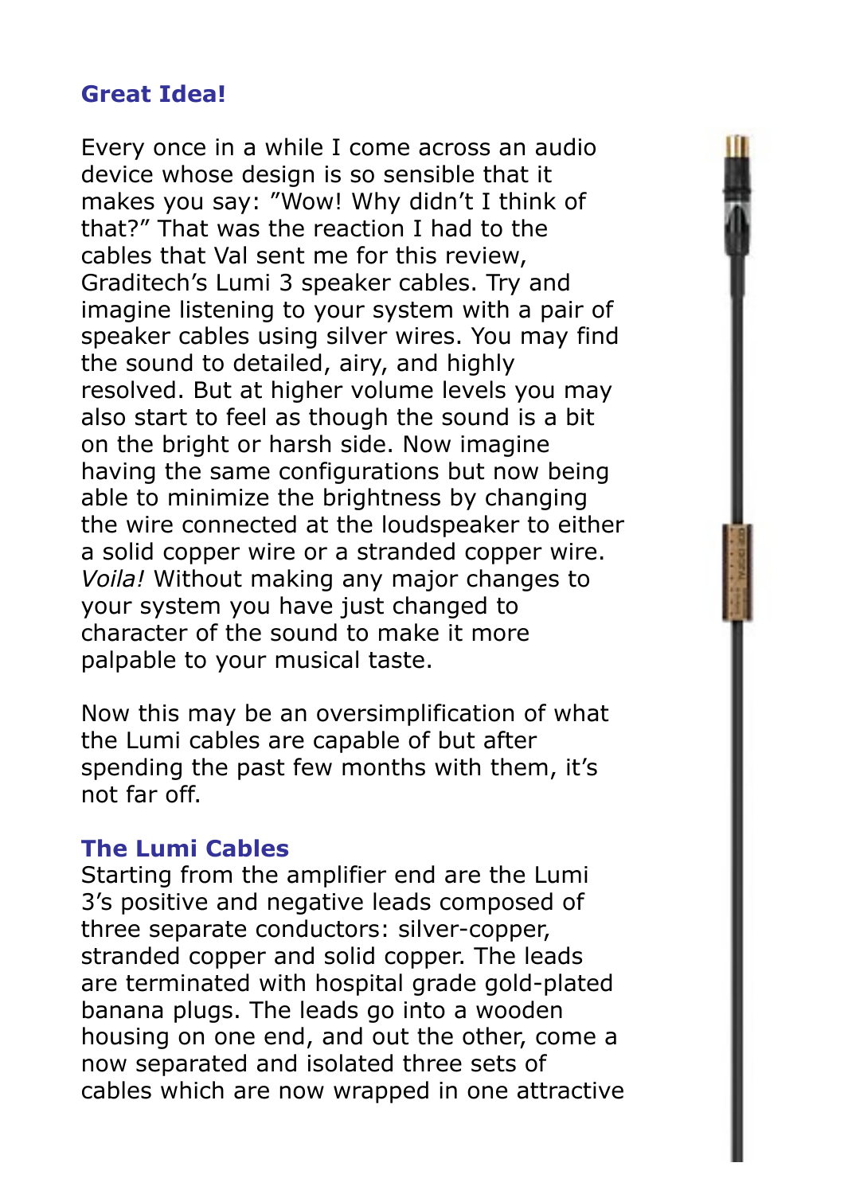## Great Idea!

Every once in a while I come across an audio device whose design is so sensible that it makes you say: "Wow! Why didn't I think of that?" That was the reaction I had to the cables that Val sent me for this review, Graditech's Lumi 3 speaker cables. Try and imagine listening to your system with a pair of speaker cables using silver wires. You may find the sound to detailed, airy, and highly resolved. But at higher volume levels you may also start to feel as though the sound is a bit on the bright or harsh side. Now imagine having the same configurations but now being able to minimize the brightness by changing the wire connected at the loudspeaker to either a solid copper wire or a stranded copper wire. *Voila!* Without making any major changes to your system you have just changed to character of the sound to make it more palpable to your musical taste.

Now this may be an oversimplification of what the Lumi cables are capable of but after spending the past few months with them, it's not far off.

## The Lumi Cables

Starting from the amplifier end are the Lumi 3's positive and negative leads composed of three separate conductors: silver-copper, stranded copper and solid copper. The leads are terminated with hospital grade gold-plated banana plugs. The leads go into a wooden housing on one end, and out the other, come a now separated and isolated three sets of cables which are now wrapped in one attractive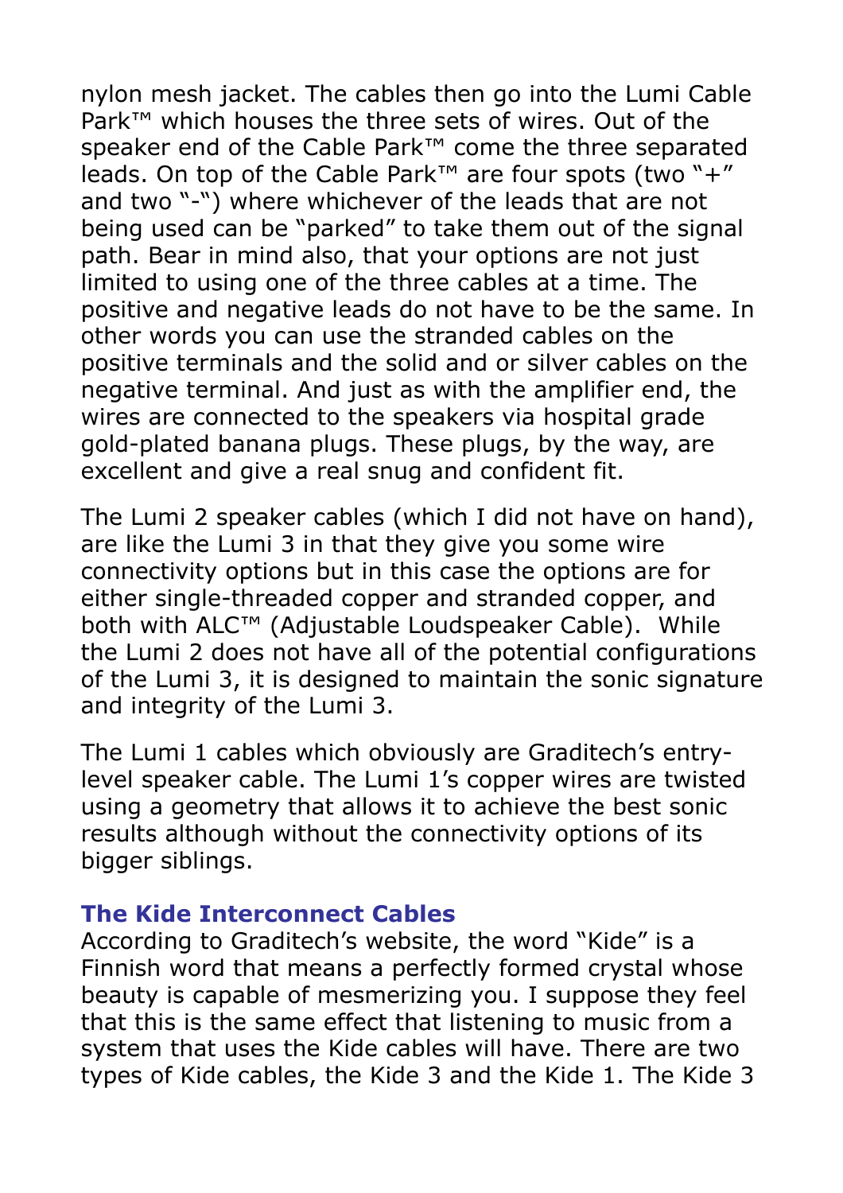nylon mesh jacket. The cables then go into the Lumi Cable Park™ which houses the three sets of wires. Out of the speaker end of the Cable Park™ come the three separated leads. On top of the Cable Park™ are four spots (two "+" and two "-") where whichever of the leads that are not being used can be "parked" to take them out of the signal path. Bear in mind also, that your options are not just limited to using one of the three cables at a time. The positive and negative leads do not have to be the same. In other words you can use the stranded cables on the positive terminals and the solid and or silver cables on the negative terminal. And just as with the amplifier end, the wires are connected to the speakers via hospital grade gold-plated banana plugs. These plugs, by the way, are excellent and give a real snug and confident fit.

The Lumi 2 speaker cables (which I did not have on hand), are like the Lumi 3 in that they give you some wire connectivity options but in this case the options are for either single-threaded copper and stranded copper, and both with ALC™ (Adjustable Loudspeaker Cable). While the Lumi 2 does not have all of the potential configurations of the Lumi 3, it is designed to maintain the sonic signature and integrity of the Lumi 3.

The Lumi 1 cables which obviously are Graditech's entry-level speaker cable. The Lumi 1's copper wires are twisted using a geometry that allows it to achieve the best sonic results although without the connectivity options of its bigger siblings.

### The Kide Interconnect Cables

According to Graditech's website, the word "Kide" is a Finnish word that means a perfectly formed crystal whose beauty is capable of mesmerizing you. I suppose they feel that this is the same effect that listening to music from a system that uses the Kide cables will have. There are two types of Kide cables, the Kide 3 and the Kide 1. The Kide 3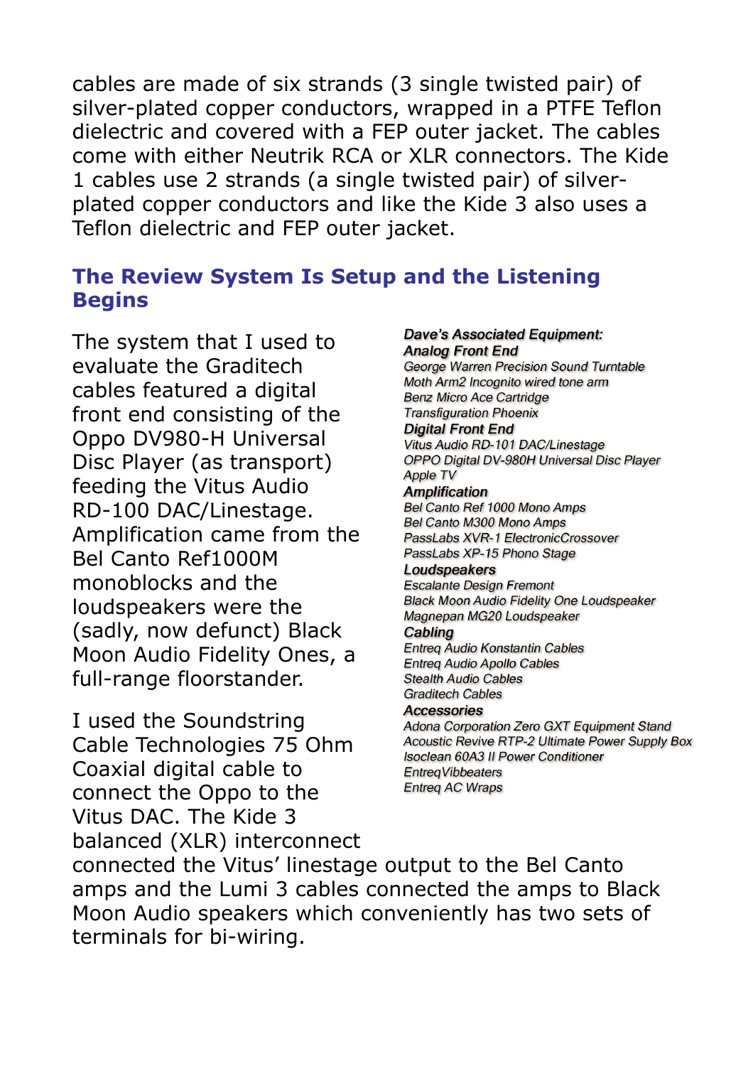cables are made of six strands (3 single twisted pair) of silver-plated copper conductors, wrapped in a PTFE Teflon dielectric and covered with a FEP outer jacket. The cables come with either Neutrik RCA or XLR connectors. The Kide 1 cables use 2 strands (a single twisted pair) of silver-plated copper conductors and like the Kide 3 also uses a Teflon dielectric and FEP outer jacket.

## The Review System Is Setup and the Listening Begins

The system that I used to evaluate the Graditech cables featured a digital front end consisting of the Oppo DV980-H Universal Disc Player (as transport) feeding the Vitus Audio RD-100 DAC/Linestage. Amplification came from the Bel Canto Ref1000M monoblocks and the loudspeakers were the (sadly, now defunct) Black Moon Audio Fidelity Ones, a full-range floorstander.

I used the Soundstring Cable Technologies 75 Ohm Coaxial digital cable to connect the Oppo to the Vitus DAC. The Kide 3 balanced (XLR) interconnect connected the Vitus' linestage output to the Bel Canto amps and the Lumi 3 cables connected the amps to Black Moon Audio speakers which conveniently has two sets of terminals for bi-wiring.

***Dave's Associated Equipment:***

***Analog Front End***
*George Warren Precision Sound Turntable*
*Moth Arm2 Incognito wired tone arm*
*Benz Micro Ace Cartridge*
*Transfiguration Phoenix*

***Digital Front End***
*Vitus Audio RD-101 DAC/Linestage*
*OPPO Digital DV-980H Universal Disc Player*
*Apple TV*

***Amplification***
*Bel Canto Ref 1000 Mono Amps*
*Bel Canto M300 Mono Amps*
*PassLabs XVR-1 ElectronicCrossover*
*PassLabs XP-15 Phono Stage*

***Loudspeakers***
*Escalante Design Fremont*
*Black Moon Audio Fidelity One Loudspeaker*
*Magnepan MG20 Loudspeaker*

***Cabling***
*Entreq Audio Konstantin Cables*
*Entreq Audio Apollo Cables*
*Stealth Audio Cables*
*Graditech Cables*

***Accessories***
*Adona Corporation Zero GXT Equipment Stand*
*Acoustic Revive RTP-2 Ultimate Power Supply Box*
*Isoclean 60A3 II Power Conditioner*
*EntreqVibbeaters*
*Entreq AC Wraps*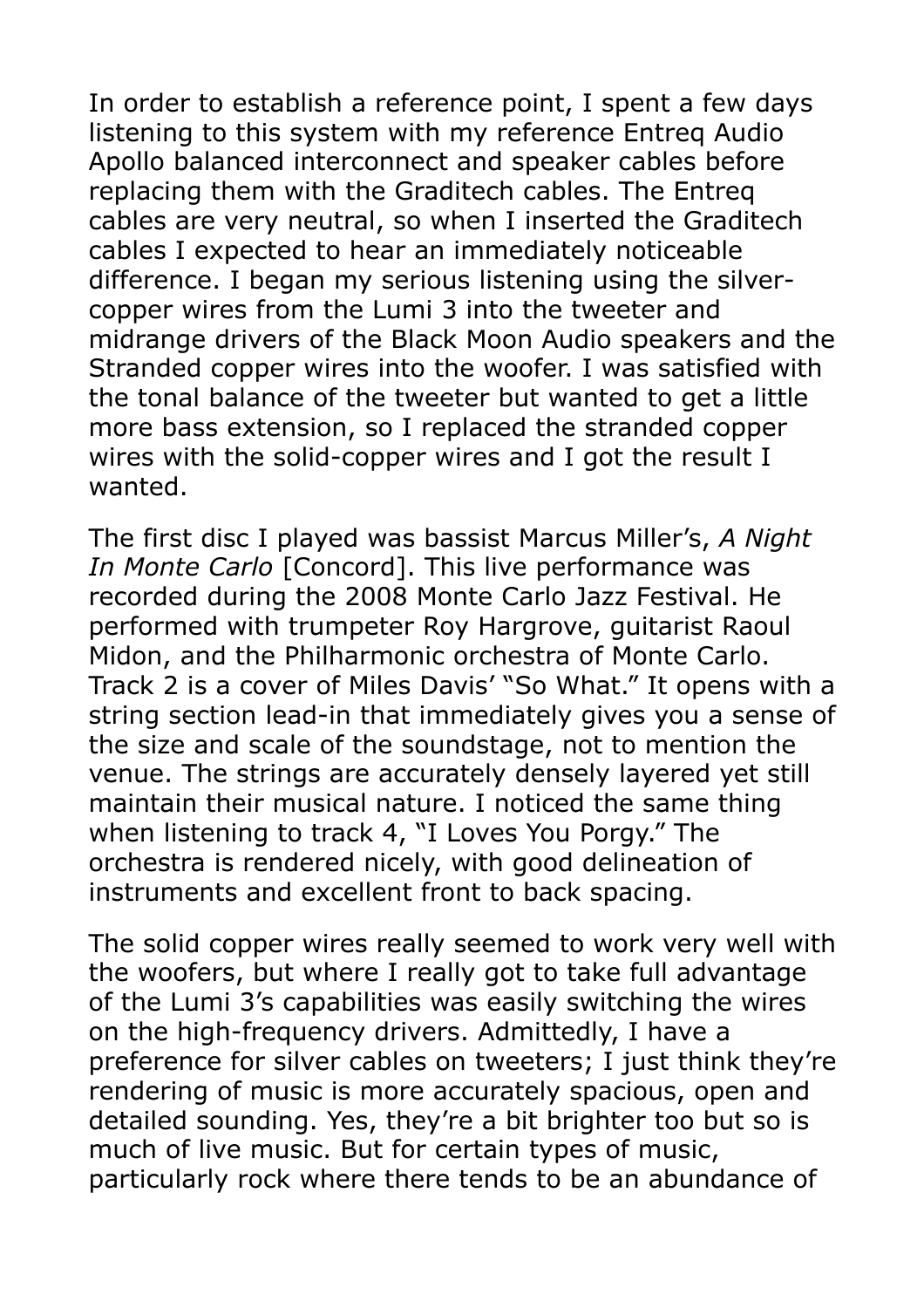In order to establish a reference point, I spent a few days listening to this system with my reference Entreq Audio Apollo balanced interconnect and speaker cables before replacing them with the Graditech cables. The Entreq cables are very neutral, so when I inserted the Graditech cables I expected to hear an immediately noticeable difference. I began my serious listening using the silver-copper wires from the Lumi 3 into the tweeter and midrange drivers of the Black Moon Audio speakers and the Stranded copper wires into the woofer. I was satisfied with the tonal balance of the tweeter but wanted to get a little more bass extension, so I replaced the stranded copper wires with the solid-copper wires and I got the result I wanted.

The first disc I played was bassist Marcus Miller's, *A Night In Monte Carlo* [Concord]. This live performance was recorded during the 2008 Monte Carlo Jazz Festival. He performed with trumpeter Roy Hargrove, guitarist Raoul Midon, and the Philharmonic orchestra of Monte Carlo. Track 2 is a cover of Miles Davis' "So What." It opens with a string section lead-in that immediately gives you a sense of the size and scale of the soundstage, not to mention the venue. The strings are accurately densely layered yet still maintain their musical nature. I noticed the same thing when listening to track 4, "I Loves You Porgy." The orchestra is rendered nicely, with good delineation of instruments and excellent front to back spacing.

The solid copper wires really seemed to work very well with the woofers, but where I really got to take full advantage of the Lumi 3's capabilities was easily switching the wires on the high-frequency drivers. Admittedly, I have a preference for silver cables on tweeters; I just think they're rendering of music is more accurately spacious, open and detailed sounding. Yes, they're a bit brighter too but so is much of live music. But for certain types of music, particularly rock where there tends to be an abundance of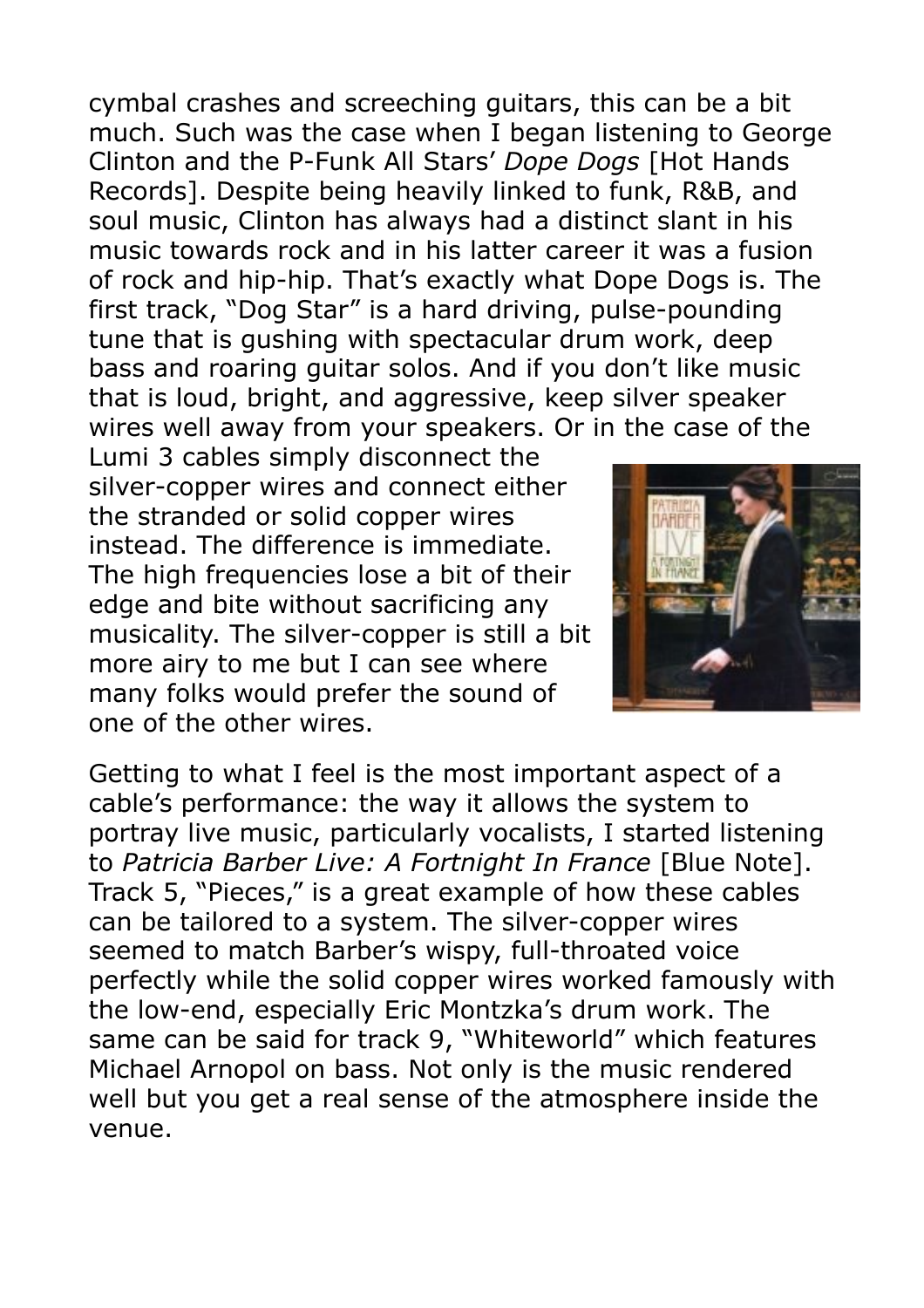cymbal crashes and screeching guitars, this can be a bit much. Such was the case when I began listening to George Clinton and the P-Funk All Stars' *Dope Dogs* [Hot Hands Records]. Despite being heavily linked to funk, R&B, and soul music, Clinton has always had a distinct slant in his music towards rock and in his latter career it was a fusion of rock and hip-hip. That's exactly what Dope Dogs is. The first track, "Dog Star" is a hard driving, pulse-pounding tune that is gushing with spectacular drum work, deep bass and roaring guitar solos. And if you don't like music that is loud, bright, and aggressive, keep silver speaker wires well away from your speakers. Or in the case of the Lumi 3 cables simply disconnect the silver-copper wires and connect either the stranded or solid copper wires instead. The difference is immediate. The high frequencies lose a bit of their edge and bite without sacrificing any musicality. The silver-copper is still a bit more airy to me but I can see where many folks would prefer the sound of one of the other wires.

Getting to what I feel is the most important aspect of a cable's performance: the way it allows the system to portray live music, particularly vocalists, I started listening to *Patricia Barber Live: A Fortnight In France* [Blue Note]. Track 5, "Pieces," is a great example of how these cables can be tailored to a system. The silver-copper wires seemed to match Barber's wispy, full-throated voice perfectly while the solid copper wires worked famously with the low-end, especially Eric Montzka's drum work. The same can be said for track 9, "Whiteworld" which features Michael Arnopol on bass. Not only is the music rendered well but you get a real sense of the atmosphere inside the venue.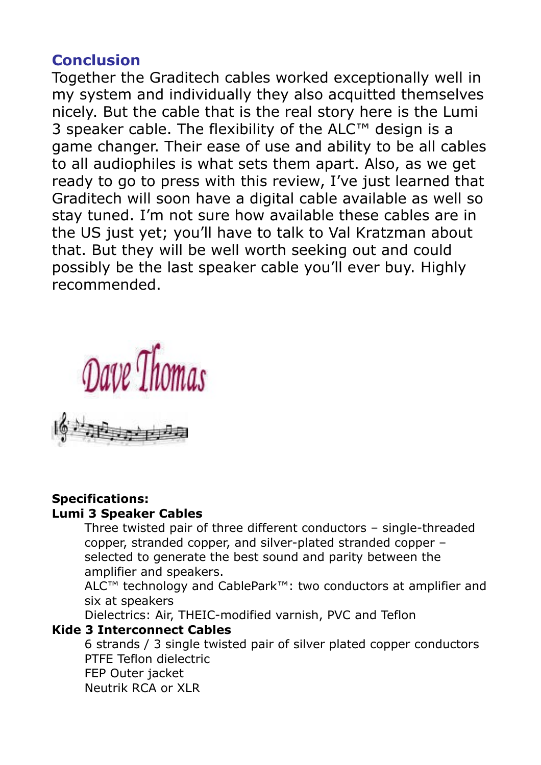## Conclusion

Together the Graditech cables worked exceptionally well in my system and individually they also acquitted themselves nicely. But the cable that is the real story here is the Lumi 3 speaker cable. The flexibility of the ALC™ design is a game changer. Their ease of use and ability to be all cables to all audiophiles is what sets them apart. Also, as we get ready to go to press with this review, I've just learned that Graditech will soon have a digital cable available as well so stay tuned. I'm not sure how available these cables are in the US just yet; you'll have to talk to Val Kratzman about that. But they will be well worth seeking out and could possibly be the last speaker cable you'll ever buy. Highly recommended.

Dave Thomas

**Specifications:**

**Lumi 3 Speaker Cables**

Three twisted pair of three different conductors – single-threaded copper, stranded copper, and silver-plated stranded copper – selected to generate the best sound and parity between the amplifier and speakers.

ALC™ technology and CablePark™: two conductors at amplifier and six at speakers

Dielectrics: Air, THEIC-modified varnish, PVC and Teflon

**Kide 3 Interconnect Cables**

6 strands / 3 single twisted pair of silver plated copper conductors

PTFE Teflon dielectric

FEP Outer jacket

Neutrik RCA or XLR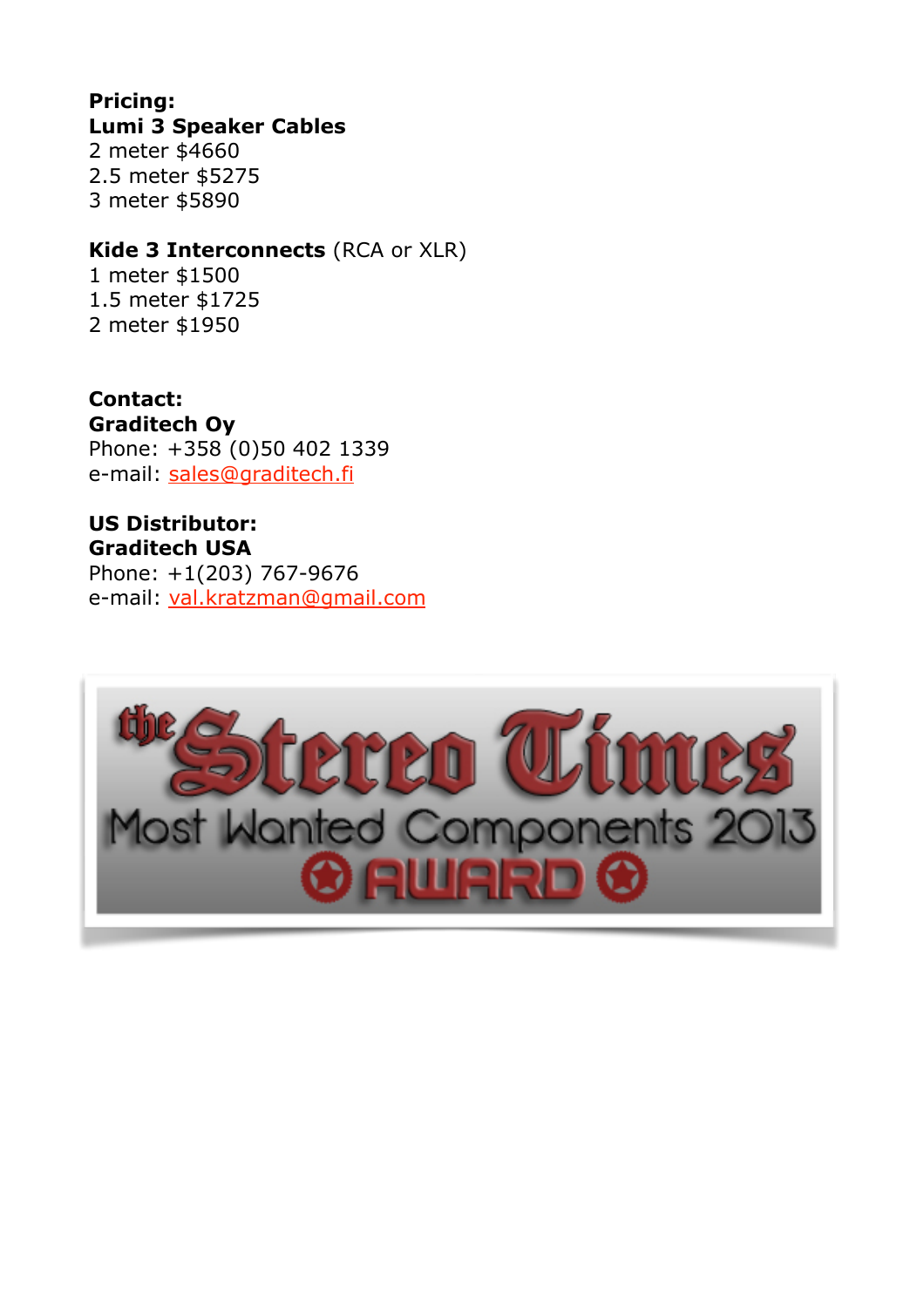**Pricing:**
**Lumi 3 Speaker Cables**
2 meter $4660
2.5 meter $5275
3 meter $5890

**Kide 3 Interconnects** (RCA or XLR)
1 meter $1500
1.5 meter $1725
2 meter $1950

**Contact:**
**Graditech Oy**
Phone: +358 (0)50 402 1339
e-mail: sales@graditech.fi

**US Distributor:**
**Graditech USA**
Phone: +1(203) 767-9676
e-mail: val.kratzman@gmail.com

the Stereo Times
Most Wanted Components 2013
AWARD